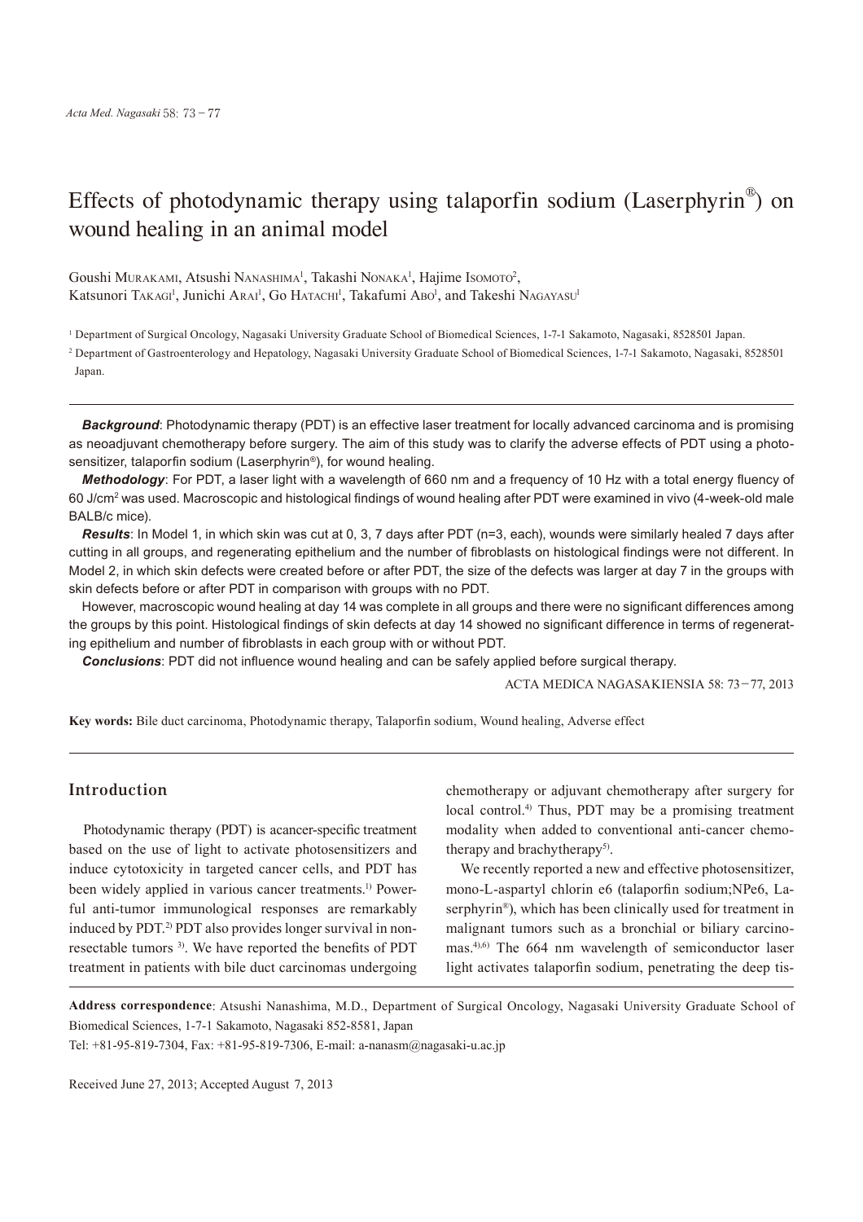# Effects of photodynamic therapy using talaporfin sodium (Laserphyrin®) on wound healing in an animal model

Goushi Murakami, Atsushi Nanashima[1], Takashi Nonaka[1], Hajime Isomoto[2], Katsunori Takagi[1], Junichi Arai[1], Go Hatachi[1], Takafumi Abo[1], and Takeshi Nagayasu[1]

[1] Department of Surgical Oncology, Nagasaki University Graduate School of Biomedical Sciences, 1-7-1 Sakamoto, Nagasaki, 8528501 Japan.

[2] Department of Gastroenterology and Hepatology, Nagasaki University Graduate School of Biomedical Sciences, 1-7-1 Sakamoto, Nagasaki, 8528501 Japan.

***Background***: Photodynamic therapy (PDT) is an effective laser treatment for locally advanced carcinoma and is promising as neoadjuvant chemotherapy before surgery. The aim of this study was to clarify the adverse effects of PDT using a photosensitizer, talaporfin sodium (Laserphyrin®), for wound healing.

***Methodology***: For PDT, a laser light with a wavelength of 660 nm and a frequency of 10 Hz with a total energy fluency of 60 J/cm$^2$ was used. Macroscopic and histological findings of wound healing after PDT were examined in vivo (4-week-old male BALB/c mice).

***Results***: In Model 1, in which skin was cut at 0, 3, 7 days after PDT (n=3, each), wounds were similarly healed 7 days after cutting in all groups, and regenerating epithelium and the number of fibroblasts on histological findings were not different. In Model 2, in which skin defects were created before or after PDT, the size of the defects was larger at day 7 in the groups with skin defects before or after PDT in comparison with groups with no PDT.

However, macroscopic wound healing at day 14 was complete in all groups and there were no significant differences among the groups by this point. Histological findings of skin defects at day 14 showed no significant difference in terms of regenerating epithelium and number of fibroblasts in each group with or without PDT.

***Conclusions***: PDT did not influence wound healing and can be safely applied before surgical therapy.

ACTA MEDICA NAGASAKIENSIA 58: 73−77, 2013

**Key words:** Bile duct carcinoma, Photodynamic therapy, Talaporfin sodium, Wound healing, Adverse effect

## Introduction

Photodynamic therapy (PDT) is acancer-specific treatment based on the use of light to activate photosensitizers and induce cytotoxicity in targeted cancer cells, and PDT has been widely applied in various cancer treatments.[1] Powerful anti-tumor immunological responses are remarkably induced by PDT.[2] PDT also provides longer survival in nonresectable tumors [3]. We have reported the benefits of PDT treatment in patients with bile duct carcinomas undergoing chemotherapy or adjuvant chemotherapy after surgery for local control.[4] Thus, PDT may be a promising treatment modality when added to conventional anti-cancer chemotherapy and brachytherapy[5].

We recently reported a new and effective photosensitizer, mono-L-aspartyl chlorin e6 (talaporfin sodium;NPe6, Laserphyrin®), which has been clinically used for treatment in malignant tumors such as a bronchial or biliary carcinomas.[4),6] The 664 nm wavelength of semiconductor laser light activates talaporfin sodium, penetrating the deep tis-

**Address correspondence**: Atsushi Nanashima, M.D., Department of Surgical Oncology, Nagasaki University Graduate School of Biomedical Sciences, 1-7-1 Sakamoto, Nagasaki 852-8581, Japan

Tel: +81-95-819-7304, Fax: +81-95-819-7306, E-mail: a-nanasm@nagasaki-u.ac.jp

Received June 27, 2013; Accepted August 7, 2013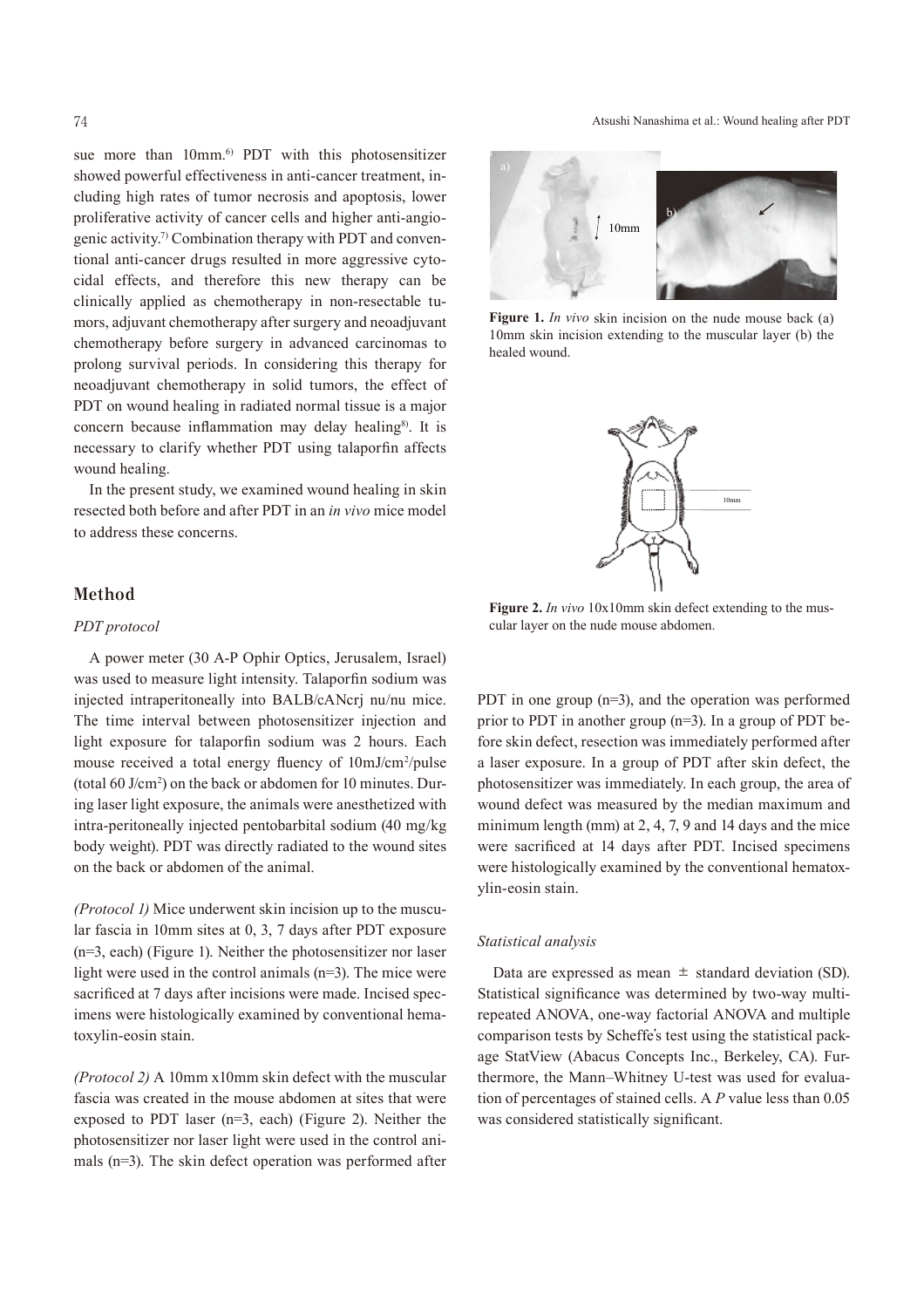sue more than 10mm.[6] PDT with this photosensitizer showed powerful effectiveness in anti-cancer treatment, including high rates of tumor necrosis and apoptosis, lower proliferative activity of cancer cells and higher anti-angiogenic activity.[7] Combination therapy with PDT and conventional anti-cancer drugs resulted in more aggressive cytocidal effects, and therefore this new therapy can be clinically applied as chemotherapy in non-resectable tumors, adjuvant chemotherapy after surgery and neoadjuvant chemotherapy before surgery in advanced carcinomas to prolong survival periods. In considering this therapy for neoadjuvant chemotherapy in solid tumors, the effect of PDT on wound healing in radiated normal tissue is a major concern because inflammation may delay healing[8]. It is necessary to clarify whether PDT using talaporfin affects wound healing.

In the present study, we examined wound healing in skin resected both before and after PDT in an *in vivo* mice model to address these concerns.

**Figure 1.** *In vivo* skin incision on the nude mouse back (a) 10mm skin incision extending to the muscular layer (b) the healed wound.

**Figure 2.** *In vivo* 10x10mm skin defect extending to the muscular layer on the nude mouse abdomen.

## Method

### *PDT protocol*

A power meter (30 A-P Ophir Optics, Jerusalem, Israel) was used to measure light intensity. Talaporfin sodium was injected intraperitoneally into BALB/cANcrj nu/nu mice. The time interval between photosensitizer injection and light exposure for talaporfin sodium was 2 hours. Each mouse received a total energy fluency of 10mJ/cm$^2$/pulse (total 60 J/cm$^2$) on the back or abdomen for 10 minutes. During laser light exposure, the animals were anesthetized with intra-peritoneally injected pentobarbital sodium (40 mg/kg body weight). PDT was directly radiated to the wound sites on the back or abdomen of the animal.

*(Protocol 1)* Mice underwent skin incision up to the muscular fascia in 10mm sites at 0, 3, 7 days after PDT exposure (n=3, each) (Figure 1). Neither the photosensitizer nor laser light were used in the control animals (n=3). The mice were sacrificed at 7 days after incisions were made. Incised specimens were histologically examined by conventional hematoxylin-eosin stain.

*(Protocol 2)* A 10mm x10mm skin defect with the muscular fascia was created in the mouse abdomen at sites that were exposed to PDT laser (n=3, each) (Figure 2). Neither the photosensitizer nor laser light were used in the control animals (n=3). The skin defect operation was performed after PDT in one group (n=3), and the operation was performed prior to PDT in another group (n=3). In a group of PDT before skin defect, resection was immediately performed after a laser exposure. In a group of PDT after skin defect, the photosensitizer was immediately. In each group, the area of wound defect was measured by the median maximum and minimum length (mm) at 2, 4, 7, 9 and 14 days and the mice were sacrificed at 14 days after PDT. Incised specimens were histologically examined by the conventional hematoxylin-eosin stain.

### *Statistical analysis*

Data are expressed as mean ± standard deviation (SD). Statistical significance was determined by two-way multi-repeated ANOVA, one-way factorial ANOVA and multiple comparison tests by Scheffe's test using the statistical package StatView (Abacus Concepts Inc., Berkeley, CA). Furthermore, the Mann–Whitney U-test was used for evaluation of percentages of stained cells. A $P$ value less than 0.05 was considered statistically significant.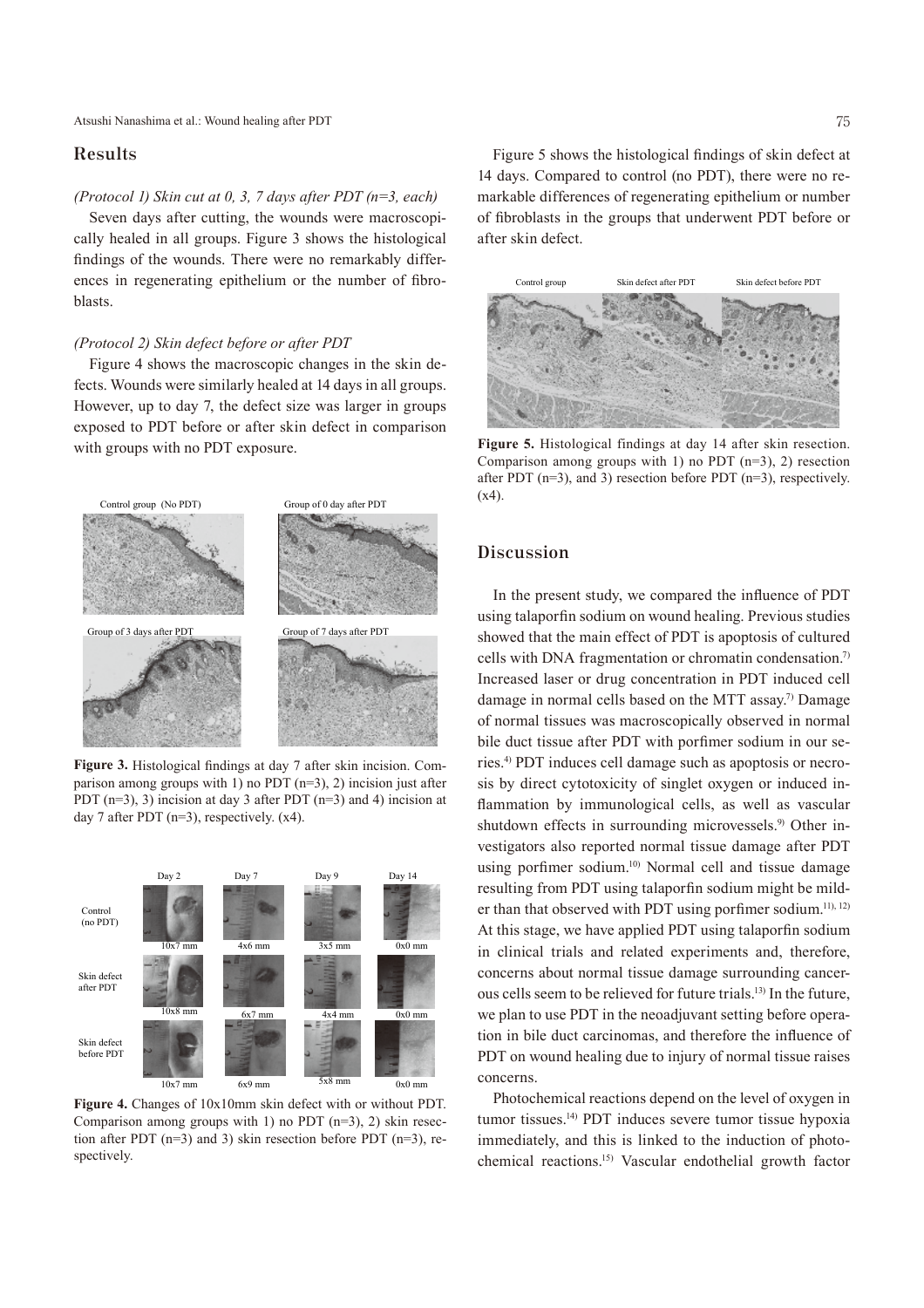## Results

*(Protocol 1) Skin cut at 0, 3, 7 days after PDT (n=3, each)*

Seven days after cutting, the wounds were macroscopically healed in all groups. Figure 3 shows the histological findings of the wounds. There were no remarkably differences in regenerating epithelium or the number of fibroblasts.

*(Protocol 2) Skin defect before or after PDT*

Figure 4 shows the macroscopic changes in the skin defects. Wounds were similarly healed at 14 days in all groups. However, up to day 7, the defect size was larger in groups exposed to PDT before or after skin defect in comparison with groups with no PDT exposure.

**Figure 3.** Histological findings at day 7 after skin incision. Comparison among groups with 1) no PDT (n=3), 2) incision just after PDT (n=3), 3) incision at day 3 after PDT (n=3) and 4) incision at day 7 after PDT (n=3), respectively. (x4).

**Figure 4.** Changes of 10x10mm skin defect with or without PDT. Comparison among groups with 1) no PDT (n=3), 2) skin resection after PDT (n=3) and 3) skin resection before PDT (n=3), respectively.

Figure 5 shows the histological findings of skin defect at 14 days. Compared to control (no PDT), there were no remarkable differences of regenerating epithelium or number of fibroblasts in the groups that underwent PDT before or after skin defect.

**Figure 5.** Histological findings at day 14 after skin resection. Comparison among groups with 1) no PDT (n=3), 2) resection after PDT (n=3), and 3) resection before PDT (n=3), respectively. (x4).

## Discussion

In the present study, we compared the influence of PDT using talaporfin sodium on wound healing. Previous studies showed that the main effect of PDT is apoptosis of cultured cells with DNA fragmentation or chromatin condensation.[7] Increased laser or drug concentration in PDT induced cell damage in normal cells based on the MTT assay.[7] Damage of normal tissues was macroscopically observed in normal bile duct tissue after PDT with porfimer sodium in our series.[4] PDT induces cell damage such as apoptosis or necrosis by direct cytotoxicity of singlet oxygen or induced inflammation by immunological cells, as well as vascular shutdown effects in surrounding microvessels.[9] Other investigators also reported normal tissue damage after PDT using porfimer sodium.[10] Normal cell and tissue damage resulting from PDT using talaporfin sodium might be milder than that observed with PDT using porfimer sodium.[11), 12)] At this stage, we have applied PDT using talaporfin sodium in clinical trials and related experiments and, therefore, concerns about normal tissue damage surrounding cancerous cells seem to be relieved for future trials.[13] In the future, we plan to use PDT in the neoadjuvant setting before operation in bile duct carcinomas, and therefore the influence of PDT on wound healing due to injury of normal tissue raises concerns.

Photochemical reactions depend on the level of oxygen in tumor tissues.[14] PDT induces severe tumor tissue hypoxia immediately, and this is linked to the induction of photochemical reactions.[15] Vascular endothelial growth factor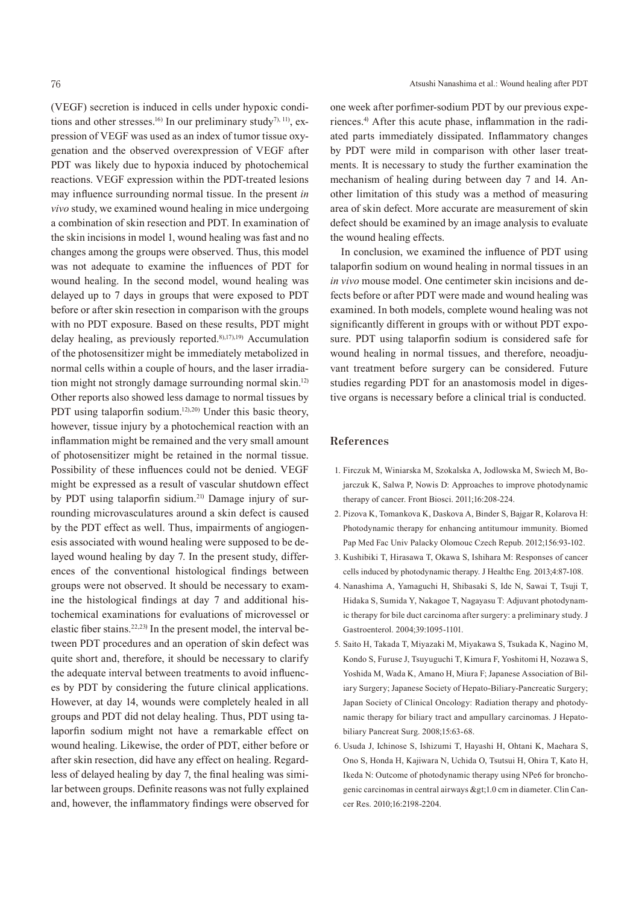(VEGF) secretion is induced in cells under hypoxic conditions and other stresses.[16] In our preliminary study[7), 11)], expression of VEGF was used as an index of tumor tissue oxygenation and the observed overexpression of VEGF after PDT was likely due to hypoxia induced by photochemical reactions. VEGF expression within the PDT-treated lesions may influence surrounding normal tissue. In the present *in vivo* study, we examined wound healing in mice undergoing a combination of skin resection and PDT. In examination of the skin incisions in model 1, wound healing was fast and no changes among the groups were observed. Thus, this model was not adequate to examine the influences of PDT for wound healing. In the second model, wound healing was delayed up to 7 days in groups that were exposed to PDT before or after skin resection in comparison with the groups with no PDT exposure. Based on these results, PDT might delay healing, as previously reported.[8),17),19)] Accumulation of the photosensitizer might be immediately metabolized in normal cells within a couple of hours, and the laser irradiation might not strongly damage surrounding normal skin.[12)] Other reports also showed less damage to normal tissues by PDT using talaporfin sodium.[12),20)] Under this basic theory, however, tissue injury by a photochemical reaction with an inflammation might be remained and the very small amount of photosensitizer might be retained in the normal tissue. Possibility of these influences could not be denied. VEGF might be expressed as a result of vascular shutdown effect by PDT using talaporfin sidium.[21)] Damage injury of surrounding microvasculatures around a skin defect is caused by the PDT effect as well. Thus, impairments of angiogenesis associated with wound healing were supposed to be delayed wound healing by day 7. In the present study, differences of the conventional histological findings between groups were not observed. It should be necessary to examine the histological findings at day 7 and additional histochemical examinations for evaluations of microvessel or elastic fiber stains.[22),23)] In the present model, the interval between PDT procedures and an operation of skin defect was quite short and, therefore, it should be necessary to clarify the adequate interval between treatments to avoid influences by PDT by considering the future clinical applications. However, at day 14, wounds were completely healed in all groups and PDT did not delay healing. Thus, PDT using talaporfin sodium might not have a remarkable effect on wound healing. Likewise, the order of PDT, either before or after skin resection, did have any effect on healing. Regardless of delayed healing by day 7, the final healing was similar between groups. Definite reasons was not fully explained and, however, the inflammatory findings were observed for one week after porfimer-sodium PDT by our previous experiences.[4)] After this acute phase, inflammation in the radiated parts immediately dissipated. Inflammatory changes by PDT were mild in comparison with other laser treatments. It is necessary to study the further examination the mechanism of healing during between day 7 and 14. Another limitation of this study was a method of measuring area of skin defect. More accurate are measurement of skin defect should be examined by an image analysis to evaluate the wound healing effects.

In conclusion, we examined the influence of PDT using talaporfin sodium on wound healing in normal tissues in an *in vivo* mouse model. One centimeter skin incisions and defects before or after PDT were made and wound healing was examined. In both models, complete wound healing was not significantly different in groups with or without PDT exposure. PDT using talaporfin sodium is considered safe for wound healing in normal tissues, and therefore, neoadjuvant treatment before surgery can be considered. Future studies regarding PDT for an anastomosis model in digestive organs is necessary before a clinical trial is conducted.

## References

1. Firczuk M, Winiarska M, Szokalska A, Jodlowska M, Swiech M, Bojarczuk K, Salwa P, Nowis D: Approaches to improve photodynamic therapy of cancer. Front Biosci. 2011;16:208-224.
2. Pizova K, Tomankova K, Daskova A, Binder S, Bajgar R, Kolarova H: Photodynamic therapy for enhancing antitumour immunity. Biomed Pap Med Fac Univ Palacky Olomouc Czech Repub. 2012;156:93-102.
3. Kushibiki T, Hirasawa T, Okawa S, Ishihara M: Responses of cancer cells induced by photodynamic therapy. J Healthc Eng. 2013;4:87-108.
4. Nanashima A, Yamaguchi H, Shibasaki S, Ide N, Sawai T, Tsuji T, Hidaka S, Sumida Y, Nakagoe T, Nagayasu T: Adjuvant photodynamic therapy for bile duct carcinoma after surgery: a preliminary study. J Gastroenterol. 2004;39:1095-1101.
5. Saito H, Takada T, Miyazaki M, Miyakawa S, Tsukada K, Nagino M, Kondo S, Furuse J, Tsuyuguchi T, Kimura F, Yoshitomi H, Nozawa S, Yoshida M, Wada K, Amano H, Miura F; Japanese Association of Biliary Surgery; Japanese Society of Hepato-Biliary-Pancreatic Surgery; Japan Society of Clinical Oncology: Radiation therapy and photodynamic therapy for biliary tract and ampullary carcinomas. J Hepatobiliary Pancreat Surg. 2008;15:63-68.
6. Usuda J, Ichinose S, Ishizumi T, Hayashi H, Ohtani K, Maehara S, Ono S, Honda H, Kajiwara N, Uchida O, Tsutsui H, Ohira T, Kato H, Ikeda N: Outcome of photodynamic therapy using NPe6 for bronchogenic carcinomas in central airways &gt;1.0 cm in diameter. Clin Cancer Res. 2010;16:2198-2204.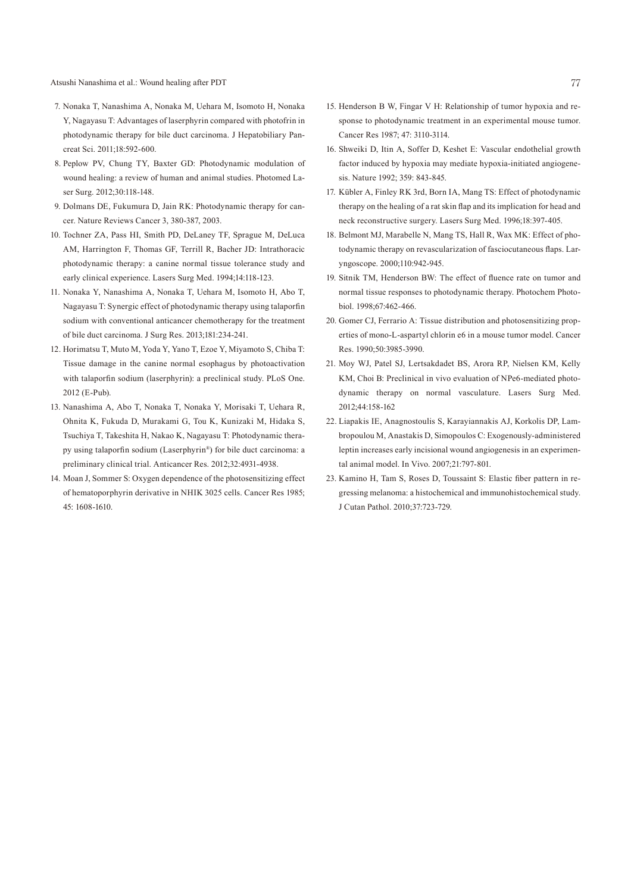7. Nonaka T, Nanashima A, Nonaka M, Uehara M, Isomoto H, Nonaka Y, Nagayasu T: Advantages of laserphyrin compared with photofrin in photodynamic therapy for bile duct carcinoma. J Hepatobiliary Pancreat Sci. 2011;18:592-600.
8. Peplow PV, Chung TY, Baxter GD: Photodynamic modulation of wound healing: a review of human and animal studies. Photomed Laser Surg. 2012;30:118-148.
9. Dolmans DE, Fukumura D, Jain RK: Photodynamic therapy for cancer. Nature Reviews Cancer 3, 380-387, 2003.
10. Tochner ZA, Pass HI, Smith PD, DeLaney TF, Sprague M, DeLuca AM, Harrington F, Thomas GF, Terrill R, Bacher JD: Intrathoracic photodynamic therapy: a canine normal tissue tolerance study and early clinical experience. Lasers Surg Med. 1994;14:118-123.
11. Nonaka Y, Nanashima A, Nonaka T, Uehara M, Isomoto H, Abo T, Nagayasu T: Synergic effect of photodynamic therapy using talaporfin sodium with conventional anticancer chemotherapy for the treatment of bile duct carcinoma. J Surg Res. 2013;181:234-241.
12. Horimatsu T, Muto M, Yoda Y, Yano T, Ezoe Y, Miyamoto S, Chiba T: Tissue damage in the canine normal esophagus by photoactivation with talaporfin sodium (laserphyrin): a preclinical study. PLoS One. 2012 (E-Pub).
13. Nanashima A, Abo T, Nonaka T, Nonaka Y, Morisaki T, Uehara R, Ohnita K, Fukuda D, Murakami G, Tou K, Kunizaki M, Hidaka S, Tsuchiya T, Takeshita H, Nakao K, Nagayasu T: Photodynamic therapy using talaporfin sodium (Laserphyrin®) for bile duct carcinoma: a preliminary clinical trial. Anticancer Res. 2012;32:4931-4938.
14. Moan J, Sommer S: Oxygen dependence of the photosensitizing effect of hematoporphyrin derivative in NHIK 3025 cells. Cancer Res 1985; 45: 1608-1610.
15. Henderson B W, Fingar V H: Relationship of tumor hypoxia and response to photodynamic treatment in an experimental mouse tumor. Cancer Res 1987; 47: 3110-3114.
16. Shweiki D, Itin A, Soffer D, Keshet E: Vascular endothelial growth factor induced by hypoxia may mediate hypoxia-initiated angiogenesis. Nature 1992; 359: 843-845.
17. Kübler A, Finley RK 3rd, Born IA, Mang TS: Effect of photodynamic therapy on the healing of a rat skin flap and its implication for head and neck reconstructive surgery. Lasers Surg Med. 1996;18:397-405.
18. Belmont MJ, Marabelle N, Mang TS, Hall R, Wax MK: Effect of photodynamic therapy on revascularization of fasciocutaneous flaps. Laryngoscope. 2000;110:942-945.
19. Sitnik TM, Henderson BW: The effect of fluence rate on tumor and normal tissue responses to photodynamic therapy. Photochem Photobiol. 1998;67:462-466.
20. Gomer CJ, Ferrario A: Tissue distribution and photosensitizing properties of mono-L-aspartyl chlorin e6 in a mouse tumor model. Cancer Res. 1990;50:3985-3990.
21. Moy WJ, Patel SJ, Lertsakdadet BS, Arora RP, Nielsen KM, Kelly KM, Choi B: Preclinical in vivo evaluation of NPe6-mediated photodynamic therapy on normal vasculature. Lasers Surg Med. 2012;44:158-162
22. Liapakis IE, Anagnostoulis S, Karayiannakis AJ, Korkolis DP, Lambropoulou M, Anastakis D, Simopoulos C: Exogenously-administered leptin increases early incisional wound angiogenesis in an experimental animal model. In Vivo. 2007;21:797-801.
23. Kamino H, Tam S, Roses D, Toussaint S: Elastic fiber pattern in regressing melanoma: a histochemical and immunohistochemical study. J Cutan Pathol. 2010;37:723-729.